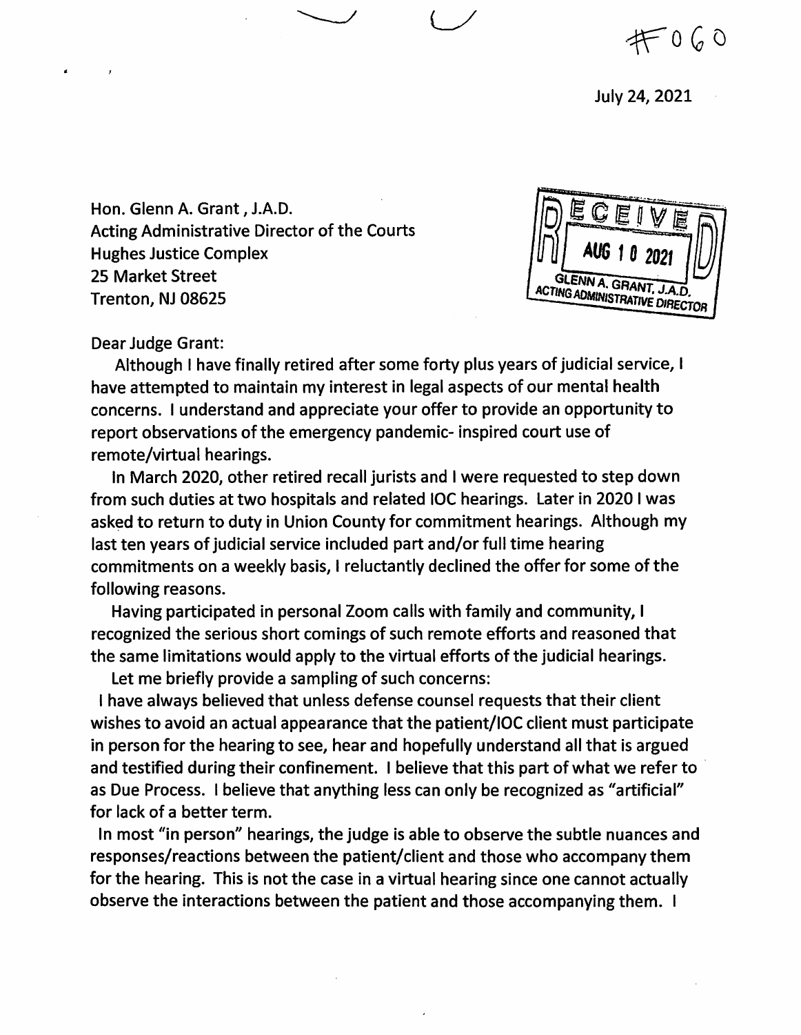#060

July 24, 2021

Hon. Glenn A. Grant, J.A.D.
Acting Administrative Director of the Courts
Hughes Justice Complex
25 Market Street
Trenton, NJ 08625

RECEIVED
AUG 10 2021
GLENN A. GRANT, J.A.D.
ACTING ADMINISTRATIVE DIRECTOR

Dear Judge Grant:

Although I have finally retired after some forty plus years of judicial service, I have attempted to maintain my interest in legal aspects of our mental health concerns. I understand and appreciate your offer to provide an opportunity to report observations of the emergency pandemic- inspired court use of remote/virtual hearings.

In March 2020, other retired recall jurists and I were requested to step down from such duties at two hospitals and related IOC hearings. Later in 2020 I was asked to return to duty in Union County for commitment hearings. Although my last ten years of judicial service included part and/or full time hearing commitments on a weekly basis, I reluctantly declined the offer for some of the following reasons.

Having participated in personal Zoom calls with family and community, I recognized the serious short comings of such remote efforts and reasoned that the same limitations would apply to the virtual efforts of the judicial hearings.

Let me briefly provide a sampling of such concerns:

I have always believed that unless defense counsel requests that their client wishes to avoid an actual appearance that the patient/IOC client must participate in person for the hearing to see, hear and hopefully understand all that is argued and testified during their confinement. I believe that this part of what we refer to as Due Process. I believe that anything less can only be recognized as "artificial" for lack of a better term.

In most "in person" hearings, the judge is able to observe the subtle nuances and responses/reactions between the patient/client and those who accompany them for the hearing. This is not the case in a virtual hearing since one cannot actually observe the interactions between the patient and those accompanying them. I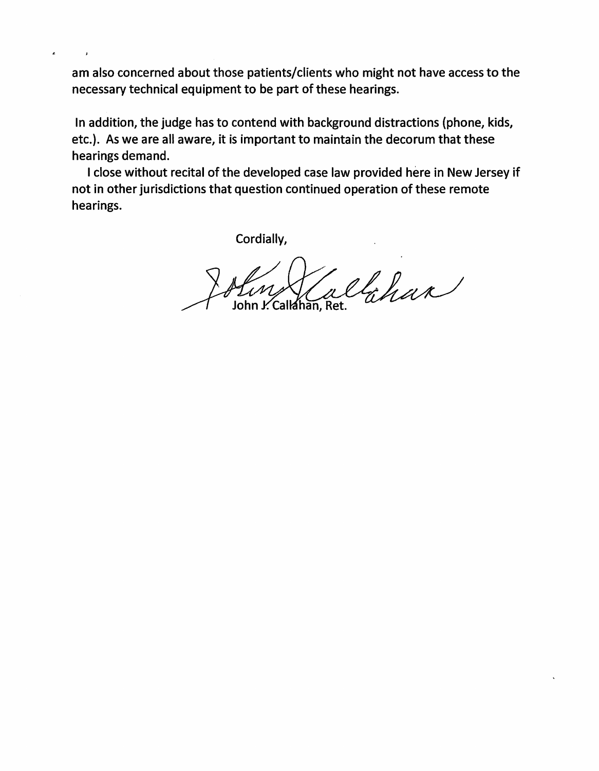am also concerned about those patients/clients who might not have access to the necessary technical equipment to be part of these hearings.

In addition, the judge has to contend with background distractions (phone, kids, etc.). As we are all aware, it is important to maintain the decorum that these hearings demand.

I close without recital of the developed case law provided here in New Jersey if not in other jurisdictions that question continued operation of these remote hearings.

Cordially,

John J. Callahan, Ret.